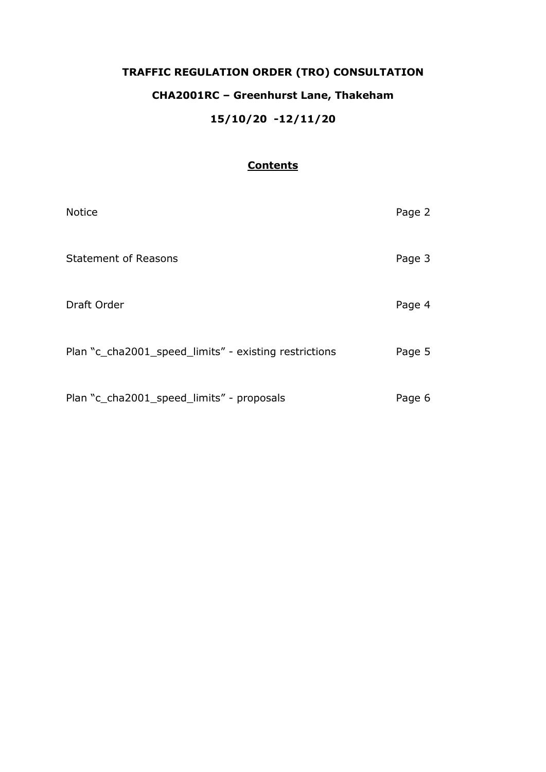# TRAFFIC REGULATION ORDER (TRO) CONSULTATION

## CHA2001RC – Greenhurst Lane, Thakeham

## 15/10/20 -12/11/20

### Contents

| | |
|---|---|
| Notice | Page 2 |
| Statement of Reasons | Page 3 |
| Draft Order | Page 4 |
| Plan "c_cha2001_speed_limits" - existing restrictions | Page 5 |
| Plan "c_cha2001_speed_limits" - proposals | Page 6 |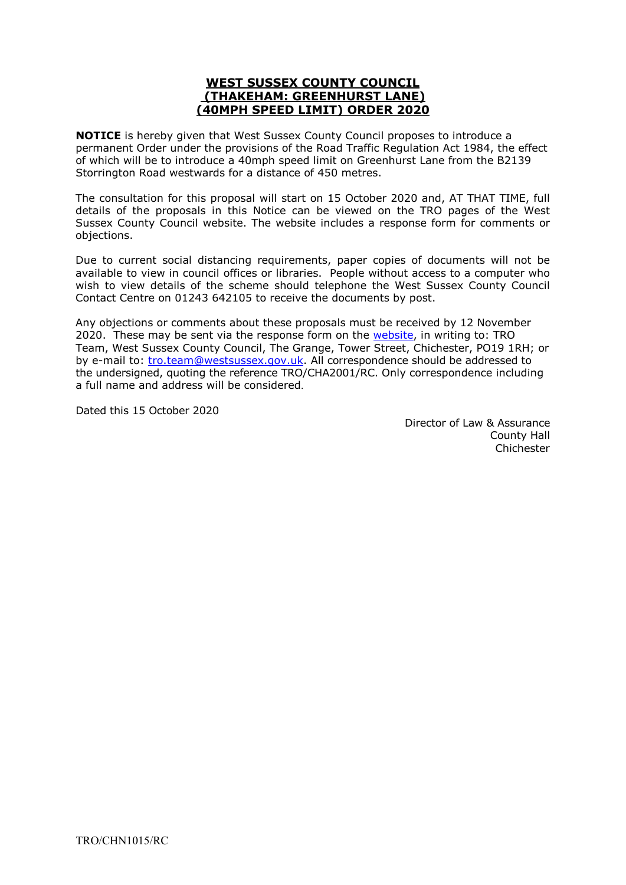# WEST SUSSEX COUNTY COUNCIL (THAKEHAM: GREENHURST LANE) (40MPH SPEED LIMIT) ORDER 2020

**NOTICE** is hereby given that West Sussex County Council proposes to introduce a permanent Order under the provisions of the Road Traffic Regulation Act 1984, the effect of which will be to introduce a 40mph speed limit on Greenhurst Lane from the B2139 Storrington Road westwards for a distance of 450 metres.

The consultation for this proposal will start on 15 October 2020 and, AT THAT TIME, full details of the proposals in this Notice can be viewed on the TRO pages of the West Sussex County Council website. The website includes a response form for comments or objections.

Due to current social distancing requirements, paper copies of documents will not be available to view in council offices or libraries. People without access to a computer who wish to view details of the scheme should telephone the West Sussex County Council Contact Centre on 01243 642105 to receive the documents by post.

Any objections or comments about these proposals must be received by 12 November 2020. These may be sent via the response form on the website, in writing to: TRO Team, West Sussex County Council, The Grange, Tower Street, Chichester, PO19 1RH; or by e-mail to: tro.team@westsussex.gov.uk. All correspondence should be addressed to the undersigned, quoting the reference TRO/CHA2001/RC. Only correspondence including a full name and address will be considered.

Dated this 15 October 2020

Director of Law & Assurance
County Hall
Chichester

TRO/CHN1015/RC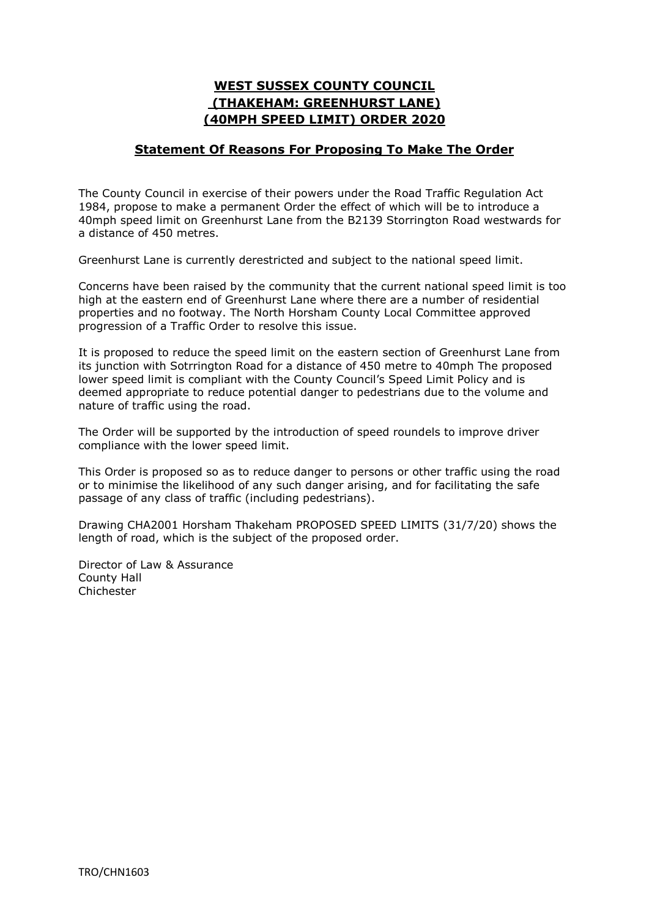# WEST SUSSEX COUNTY COUNCIL (THAKEHAM: GREENHURST LANE) (40MPH SPEED LIMIT) ORDER 2020

## Statement Of Reasons For Proposing To Make The Order

The County Council in exercise of their powers under the Road Traffic Regulation Act 1984, propose to make a permanent Order the effect of which will be to introduce a 40mph speed limit on Greenhurst Lane from the B2139 Storrington Road westwards for a distance of 450 metres.

Greenhurst Lane is currently derestricted and subject to the national speed limit.

Concerns have been raised by the community that the current national speed limit is too high at the eastern end of Greenhurst Lane where there are a number of residential properties and no footway. The North Horsham County Local Committee approved progression of a Traffic Order to resolve this issue.

It is proposed to reduce the speed limit on the eastern section of Greenhurst Lane from its junction with Sotrrington Road for a distance of 450 metre to 40mph The proposed lower speed limit is compliant with the County Council's Speed Limit Policy and is deemed appropriate to reduce potential danger to pedestrians due to the volume and nature of traffic using the road.

The Order will be supported by the introduction of speed roundels to improve driver compliance with the lower speed limit.

This Order is proposed so as to reduce danger to persons or other traffic using the road or to minimise the likelihood of any such danger arising, and for facilitating the safe passage of any class of traffic (including pedestrians).

Drawing CHA2001 Horsham Thakeham PROPOSED SPEED LIMITS (31/7/20) shows the length of road, which is the subject of the proposed order.

Director of Law & Assurance
County Hall
Chichester

TRO/CHN1603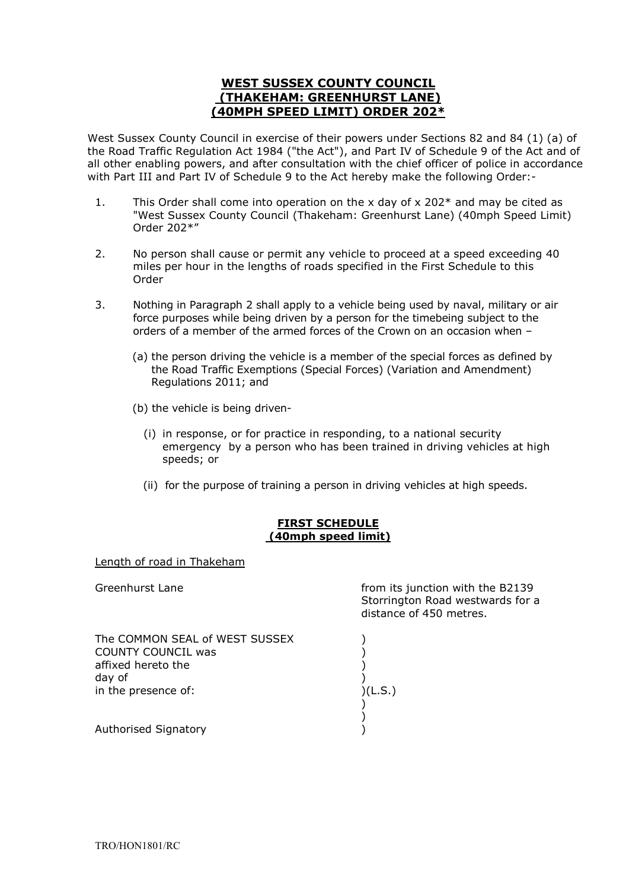# WEST SUSSEX COUNTY COUNCIL (THAKEHAM: GREENHURST LANE) (40MPH SPEED LIMIT) ORDER 202*

West Sussex County Council in exercise of their powers under Sections 82 and 84 (1) (a) of the Road Traffic Regulation Act 1984 ("the Act"), and Part IV of Schedule 9 of the Act and of all other enabling powers, and after consultation with the chief officer of police in accordance with Part III and Part IV of Schedule 9 to the Act hereby make the following Order:-

1. This Order shall come into operation on the x day of x 202* and may be cited as "West Sussex County Council (Thakeham: Greenhurst Lane) (40mph Speed Limit) Order 202*"

2. No person shall cause or permit any vehicle to proceed at a speed exceeding 40 miles per hour in the lengths of roads specified in the First Schedule to this Order

3. Nothing in Paragraph 2 shall apply to a vehicle being used by naval, military or air force purposes while being driven by a person for the timebeing subject to the orders of a member of the armed forces of the Crown on an occasion when –

   (a) the person driving the vehicle is a member of the special forces as defined by the Road Traffic Exemptions (Special Forces) (Variation and Amendment) Regulations 2011; and

   (b) the vehicle is being driven-

      (i) in response, or for practice in responding, to a national security emergency by a person who has been trained in driving vehicles at high speeds; or

      (ii) for the purpose of training a person in driving vehicles at high speeds.

## FIRST SCHEDULE
## (40mph speed limit)

Length of road in Thakeham

| | |
|---|---|
| Greenhurst Lane | from its junction with the B2139 Storrington Road westwards for a distance of 450 metres. |

The COMMON SEAL of WEST SUSSEX COUNTY COUNCIL was affixed hereto the day of in the presence of: )(L.S.)

Authorised Signatory

TRO/HON1801/RC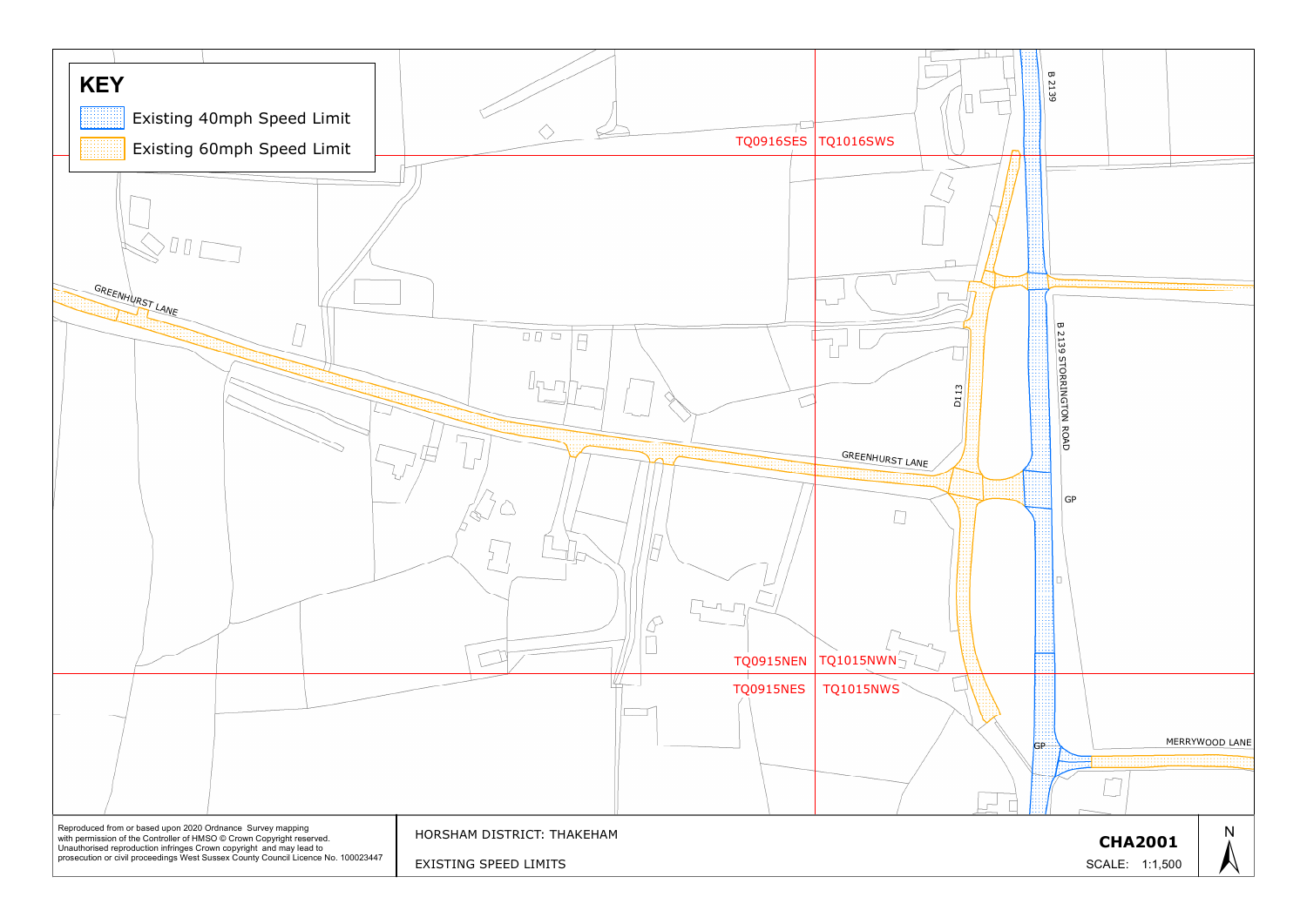## KEY

- Existing 40mph Speed Limit
- Existing 60mph Speed Limit

GREENHURST LANE

GREENHURST LANE

B 2139

B 2139 STORRINGTON ROAD

D113

GP

GP

MERRYWOOD LANE

TQ0916SES TQ1016SWS

TQ0915NEN TQ1015NWN

TQ0915NES TQ1015NWS

Reproduced from or based upon 2020 Ordnance Survey mapping with permission of the Controller of HMSO © Crown Copyright reserved. Unauthorised reproduction infringes Crown copyright and may lead to prosecution or civil proceedings West Sussex County Council Licence No. 100023447

HORSHAM DISTRICT: THAKEHAM

EXISTING SPEED LIMITS

**CHA2001**

SCALE: 1:1,500

N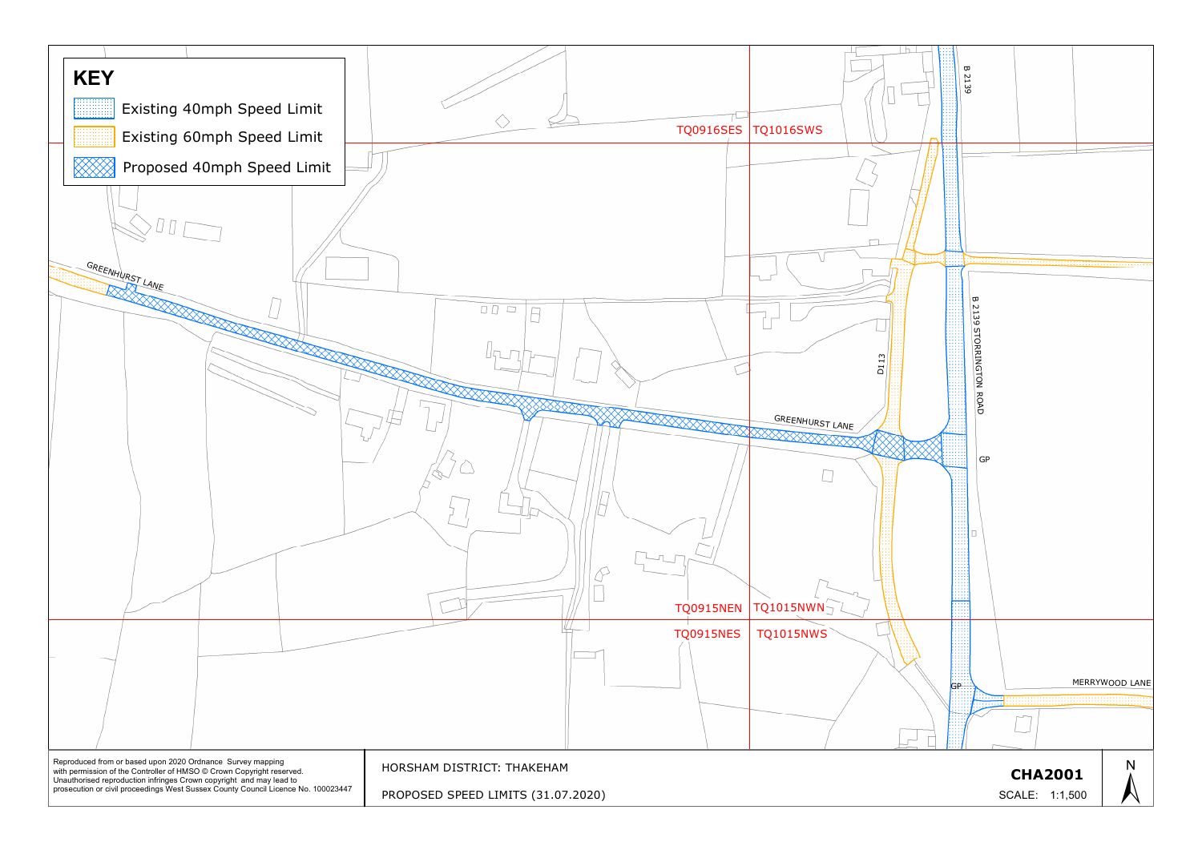**KEY**

Existing 40mph Speed Limit

Existing 60mph Speed Limit

Proposed 40mph Speed Limit

GREENHURST LANE

TQ0916SES TQ1016SWS

B 2139

B 2139 STORRINGTON ROAD

D113

GREENHURST LANE

GP

TQ0915NEN TQ1015NWN

TQ0915NES TQ1015NWS

MERRYWOOD LANE

GP

Reproduced from or based upon 2020 Ordnance Survey mapping with permission of the Controller of HMSO © Crown Copyright reserved. Unauthorised reproduction infringes Crown copyright and may lead to prosecution or civil proceedings West Sussex County Council Licence No. 100023447

HORSHAM DISTRICT: THAKEHAM

PROPOSED SPEED LIMITS (31.07.2020)

**CHA2001**

SCALE: 1:1,500

N